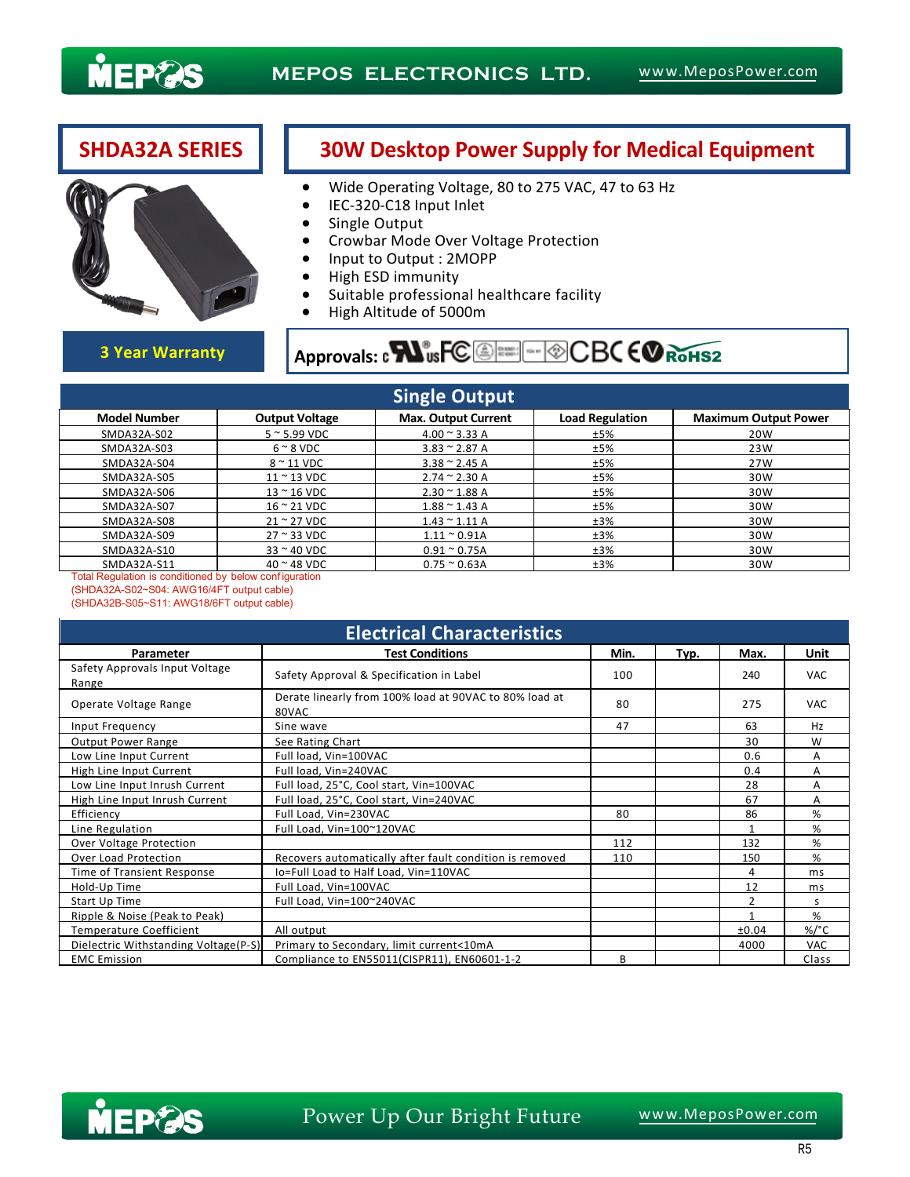MEPOS ELECTRONICS LTD.

# SHDA32A SERIES

# 30W Desktop Power Supply for Medical Equipment

- Wide Operating Voltage, 80 to 275 VAC, 47 to 63 Hz
- IEC-320-C18 Input Inlet
- Single Output
- Crowbar Mode Over Voltage Protection
- Input to Output : 2MOPP
- High ESD immunity
- Suitable professional healthcare facility
- High Altitude of 5000m

**3 Year Warranty**

**Approvals:** cULus FC CB CE RoHS2

## Single Output

| Model Number | Output Voltage | Max. Output Current | Load Regulation | Maximum Output Power |
|---|---|---|---|---|
| SMDA32A-S02 | 5 ~ 5.99 VDC | 4.00 ~ 3.33 A | ±5% | 20W |
| SMDA32A-S03 | 6 ~ 8 VDC | 3.83 ~ 2.87 A | ±5% | 23W |
| SMDA32A-S04 | 8 ~ 11 VDC | 3.38 ~ 2.45 A | ±5% | 27W |
| SMDA32A-S05 | 11 ~ 13 VDC | 2.74 ~ 2.30 A | ±5% | 30W |
| SMDA32A-S06 | 13 ~ 16 VDC | 2.30 ~ 1.88 A | ±5% | 30W |
| SMDA32A-S07 | 16 ~ 21 VDC | 1.88 ~ 1.43 A | ±5% | 30W |
| SMDA32A-S08 | 21 ~ 27 VDC | 1.43 ~ 1.11 A | ±3% | 30W |
| SMDA32A-S09 | 27 ~ 33 VDC | 1.11 ~ 0.91A | ±3% | 30W |
| SMDA32A-S10 | 33 ~ 40 VDC | 0.91 ~ 0.75A | ±3% | 30W |
| SMDA32A-S11 | 40 ~ 48 VDC | 0.75 ~ 0.63A | ±3% | 30W |

Total Regulation is conditioned by below configuration
(SHDA32A-S02~S04: AWG16/4FT output cable)
(SHDA32B-S05~S11: AWG18/6FT output cable)

## Electrical Characteristics

| Parameter | Test Conditions | Min. | Typ. | Max. | Unit |
|---|---|---|---|---|---|
| Safety Approvals Input Voltage Range | Safety Approval & Specification in Label | 100 | | 240 | VAC |
| Operate Voltage Range | Derate linearly from 100% load at 90VAC to 80% load at 80VAC | 80 | | 275 | VAC |
| Input Frequency | Sine wave | 47 | | 63 | Hz |
| Output Power Range | See Rating Chart | | | 30 | W |
| Low Line Input Current | Full load, Vin=100VAC | | | 0.6 | A |
| High Line Input Current | Full load, Vin=240VAC | | | 0.4 | A |
| Low Line Input Inrush Current | Full load, 25°C, Cool start, Vin=100VAC | | | 28 | A |
| High Line Input Inrush Current | Full load, 25°C, Cool start, Vin=240VAC | | | 67 | A |
| Efficiency | Full Load, Vin=230VAC | 80 | | 86 | % |
| Line Regulation | Full Load, Vin=100~120VAC | | | 1 | % |
| Over Voltage Protection | | 112 | | 132 | % |
| Over Load Protection | Recovers automatically after fault condition is removed | 110 | | 150 | % |
| Time of Transient Response | Io=Full Load to Half Load, Vin=110VAC | | | 4 | ms |
| Hold-Up Time | Full Load, Vin=100VAC | | | 12 | ms |
| Start Up Time | Full Load, Vin=100~240VAC | | | 2 | s |
| Ripple & Noise (Peak to Peak) | | | | 1 | % |
| Temperature Coefficient | All output | | | ±0.04 | %/°C |
| Dielectric Withstanding Voltage(P-S) | Primary to Secondary, limit current<10mA | | | 4000 | VAC |
| EMC Emission | Compliance to EN55011(CISPR11), EN60601-1-2 | B | | | Class |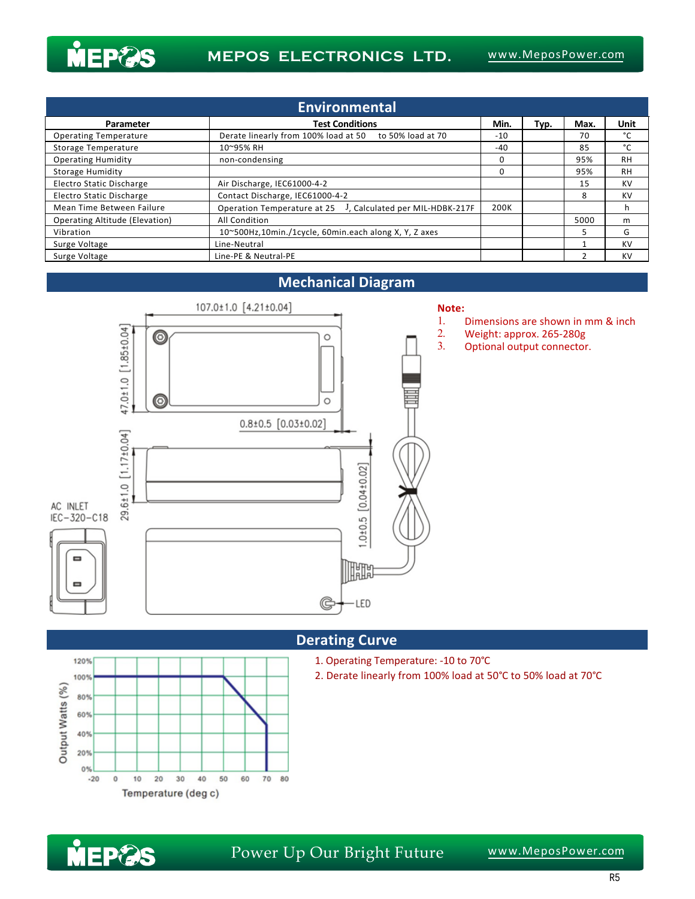## Environmental

| Parameter | Test Conditions | Min. | Typ. | Max. | Unit |
|---|---|---|---|---|---|
| Operating Temperature | Derate linearly from 100% load at 50 to 50% load at 70 | -10 | | 70 | °C |
| Storage Temperature | 10~95% RH | -40 | | 85 | °C |
| Operating Humidity | non-condensing | 0 | | 95% | RH |
| Storage Humidity | | 0 | | 95% | RH |
| Electro Static Discharge | Air Discharge, IEC61000-4-2 | | | 15 | KV |
| Electro Static Discharge | Contact Discharge, IEC61000-4-2 | | | 8 | KV |
| Mean Time Between Failure | Operation Temperature at 25 J, Calculated per MIL-HDBK-217F | 200K | | | h |
| Operating Altitude (Elevation) | All Condition | | | 5000 | m |
| Vibration | 10~500Hz,10min./1cycle, 60min.each along X, Y, Z axes | | | 5 | G |
| Surge Voltage | Line-Neutral | | | 1 | KV |
| Surge Voltage | Line-PE & Neutral-PE | | | 2 | KV |

## Mechanical Diagram

107.0±1.0 [4.21±0.04]
47.0±1.0 [1.85±0.04]
0.8±0.5 [0.03±0.02]
29.6±1.0 [1.17±0.04]
1.0±0.5 [0.04±0.02]
AC INLET
IEC-320-C18
LED

**Note:**

1. Dimensions are shown in mm & inch
2. Weight: approx. 265-280g
3. Optional output connector.

## Derating Curve

Output Watts (%)
120%
100%
80%
60%
40%
20%
0%
-20 0 10 20 30 40 50 60 70 80
Temperature (deg c)

1. Operating Temperature: -10 to 70°C
2. Derate linearly from 100% load at 50°C to 50% load at 70°C